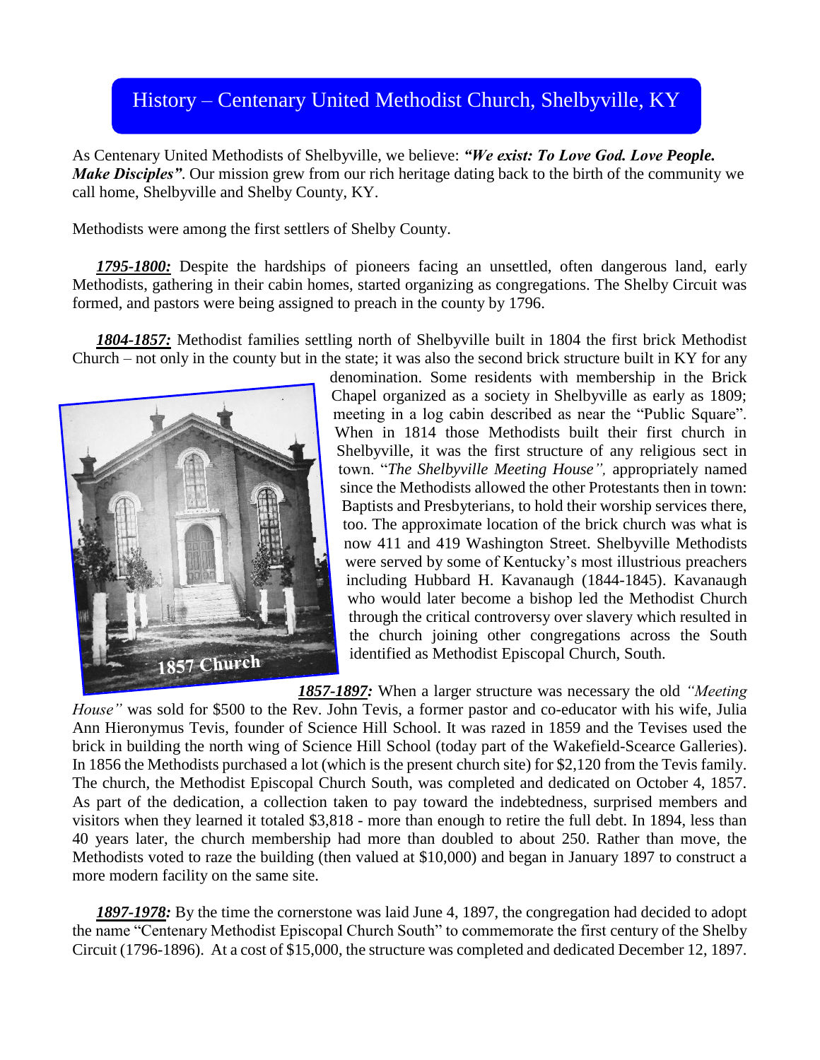# History – Centenary United Methodist Church, Shelbyville, KY

As Centenary United Methodists of Shelbyville, we believe: ***"We exist: To Love God. Love People. Make Disciples"***. Our mission grew from our rich heritage dating back to the birth of the community we call home, Shelbyville and Shelby County, KY.

Methodists were among the first settlers of Shelby County.

***1795-1800:*** Despite the hardships of pioneers facing an unsettled, often dangerous land, early Methodists, gathering in their cabin homes, started organizing as congregations. The Shelby Circuit was formed, and pastors were being assigned to preach in the county by 1796.

***1804-1857:*** Methodist families settling north of Shelbyville built in 1804 the first brick Methodist Church – not only in the county but in the state; it was also the second brick structure built in KY for any denomination. Some residents with membership in the Brick Chapel organized as a society in Shelbyville as early as 1809; meeting in a log cabin described as near the "Public Square". When in 1814 those Methodists built their first church in Shelbyville, it was the first structure of any religious sect in town. "*The Shelbyville Meeting House",* appropriately named since the Methodists allowed the other Protestants then in town: Baptists and Presbyterians, to hold their worship services there, too. The approximate location of the brick church was what is now 411 and 419 Washington Street. Shelbyville Methodists were served by some of Kentucky's most illustrious preachers including Hubbard H. Kavanaugh (1844-1845). Kavanaugh who would later become a bishop led the Methodist Church through the critical controversy over slavery which resulted in the church joining other congregations across the South identified as Methodist Episcopal Church, South.

1857 Church

***1857-1897:*** When a larger structure was necessary the old *"Meeting House"* was sold for $500 to the Rev. John Tevis, a former pastor and co-educator with his wife, Julia Ann Hieronymus Tevis, founder of Science Hill School. It was razed in 1859 and the Tevises used the brick in building the north wing of Science Hill School (today part of the Wakefield-Scearce Galleries). In 1856 the Methodists purchased a lot (which is the present church site) for $2,120 from the Tevis family. The church, the Methodist Episcopal Church South, was completed and dedicated on October 4, 1857. As part of the dedication, a collection taken to pay toward the indebtedness, surprised members and visitors when they learned it totaled $3,818 - more than enough to retire the full debt. In 1894, less than 40 years later, the church membership had more than doubled to about 250. Rather than move, the Methodists voted to raze the building (then valued at $10,000) and began in January 1897 to construct a more modern facility on the same site.

***1897-1978:*** By the time the cornerstone was laid June 4, 1897, the congregation had decided to adopt the name "Centenary Methodist Episcopal Church South" to commemorate the first century of the Shelby Circuit (1796-1896). At a cost of $15,000, the structure was completed and dedicated December 12, 1897.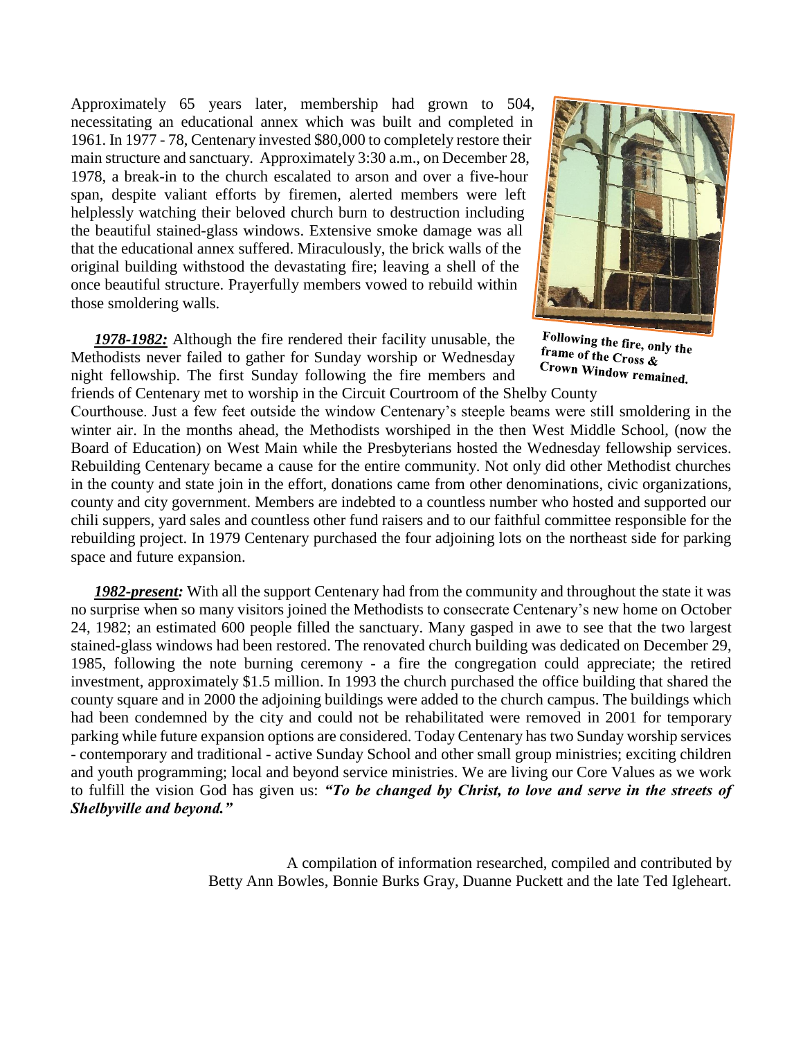Approximately 65 years later, membership had grown to 504, necessitating an educational annex which was built and completed in 1961. In 1977 - 78, Centenary invested $80,000 to completely restore their main structure and sanctuary. Approximately 3:30 a.m., on December 28, 1978, a break-in to the church escalated to arson and over a five-hour span, despite valiant efforts by firemen, alerted members were left helplessly watching their beloved church burn to destruction including the beautiful stained-glass windows. Extensive smoke damage was all that the educational annex suffered. Miraculously, the brick walls of the original building withstood the devastating fire; leaving a shell of the once beautiful structure. Prayerfully members vowed to rebuild within those smoldering walls.

Following the fire, only the frame of the Cross & Crown Window remained.

***1978-1982:*** Although the fire rendered their facility unusable, the Methodists never failed to gather for Sunday worship or Wednesday night fellowship. The first Sunday following the fire members and friends of Centenary met to worship in the Circuit Courtroom of the Shelby County Courthouse. Just a few feet outside the window Centenary's steeple beams were still smoldering in the winter air. In the months ahead, the Methodists worshiped in the then West Middle School, (now the Board of Education) on West Main while the Presbyterians hosted the Wednesday fellowship services. Rebuilding Centenary became a cause for the entire community. Not only did other Methodist churches in the county and state join in the effort, donations came from other denominations, civic organizations, county and city government. Members are indebted to a countless number who hosted and supported our chili suppers, yard sales and countless other fund raisers and to our faithful committee responsible for the rebuilding project. In 1979 Centenary purchased the four adjoining lots on the northeast side for parking space and future expansion.

***1982-present:*** With all the support Centenary had from the community and throughout the state it was no surprise when so many visitors joined the Methodists to consecrate Centenary's new home on October 24, 1982; an estimated 600 people filled the sanctuary. Many gasped in awe to see that the two largest stained-glass windows had been restored. The renovated church building was dedicated on December 29, 1985, following the note burning ceremony - a fire the congregation could appreciate; the retired investment, approximately $1.5 million. In 1993 the church purchased the office building that shared the county square and in 2000 the adjoining buildings were added to the church campus. The buildings which had been condemned by the city and could not be rehabilitated were removed in 2001 for temporary parking while future expansion options are considered. Today Centenary has two Sunday worship services - contemporary and traditional - active Sunday School and other small group ministries; exciting children and youth programming; local and beyond service ministries. We are living our Core Values as we work to fulfill the vision God has given us: ***"To be changed by Christ, to love and serve in the streets of Shelbyville and beyond."***

A compilation of information researched, compiled and contributed by
Betty Ann Bowles, Bonnie Burks Gray, Duanne Puckett and the late Ted Igleheart.